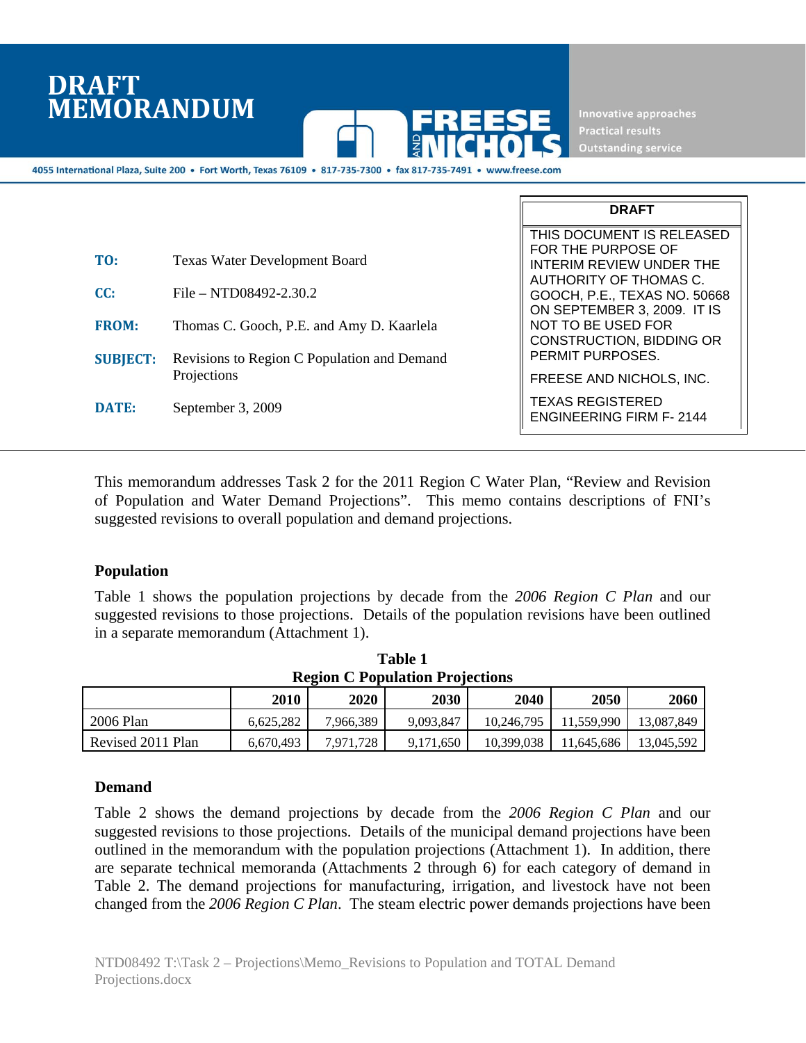# DRAFT MEMORANDUM

**FREESE AND NICHOLS**

Innovative approaches
Practical results
Outstanding service

4055 International Plaza, Suite 200 • Fort Worth, Texas 76109 • 817-735-7300 • fax 817-735-7491 • www.freese.com

| **TO:** | Texas Water Development Board |
|---|---|
| **CC:** | File – NTD08492-2.30.2 |
| **FROM:** | Thomas C. Gooch, P.E. and Amy D. Kaarlela |
| **SUBJECT:** | Revisions to Region C Population and Demand Projections |
| **DATE:** | September 3, 2009 |

> **DRAFT**
>
> THIS DOCUMENT IS RELEASED FOR THE PURPOSE OF INTERIM REVIEW UNDER THE AUTHORITY OF THOMAS C. GOOCH, P.E., TEXAS NO. 50668 ON SEPTEMBER 3, 2009. IT IS NOT TO BE USED FOR CONSTRUCTION, BIDDING OR PERMIT PURPOSES.
>
> FREESE AND NICHOLS, INC.
>
> TEXAS REGISTERED ENGINEERING FIRM F- 2144

This memorandum addresses Task 2 for the 2011 Region C Water Plan, "Review and Revision of Population and Water Demand Projections". This memo contains descriptions of FNI's suggested revisions to overall population and demand projections.

## Population

Table 1 shows the population projections by decade from the *2006 Region C Plan* and our suggested revisions to those projections. Details of the population revisions have been outlined in a separate memorandum (Attachment 1).

**Table 1**
**Region C Population Projections**

| | 2010 | 2020 | 2030 | 2040 | 2050 | 2060 |
|---|---|---|---|---|---|---|
| 2006 Plan | 6,625,282 | 7,966,389 | 9,093,847 | 10,246,795 | 11,559,990 | 13,087,849 |
| Revised 2011 Plan | 6,670,493 | 7,971,728 | 9,171,650 | 10,399,038 | 11,645,686 | 13,045,592 |

## Demand

Table 2 shows the demand projections by decade from the *2006 Region C Plan* and our suggested revisions to those projections. Details of the municipal demand projections have been outlined in the memorandum with the population projections (Attachment 1). In addition, there are separate technical memoranda (Attachments 2 through 6) for each category of demand in Table 2. The demand projections for manufacturing, irrigation, and livestock have not been changed from the *2006 Region C Plan*. The steam electric power demands projections have been

NTD08492 T:\Task 2 – Projections\Memo_Revisions to Population and TOTAL Demand Projections.docx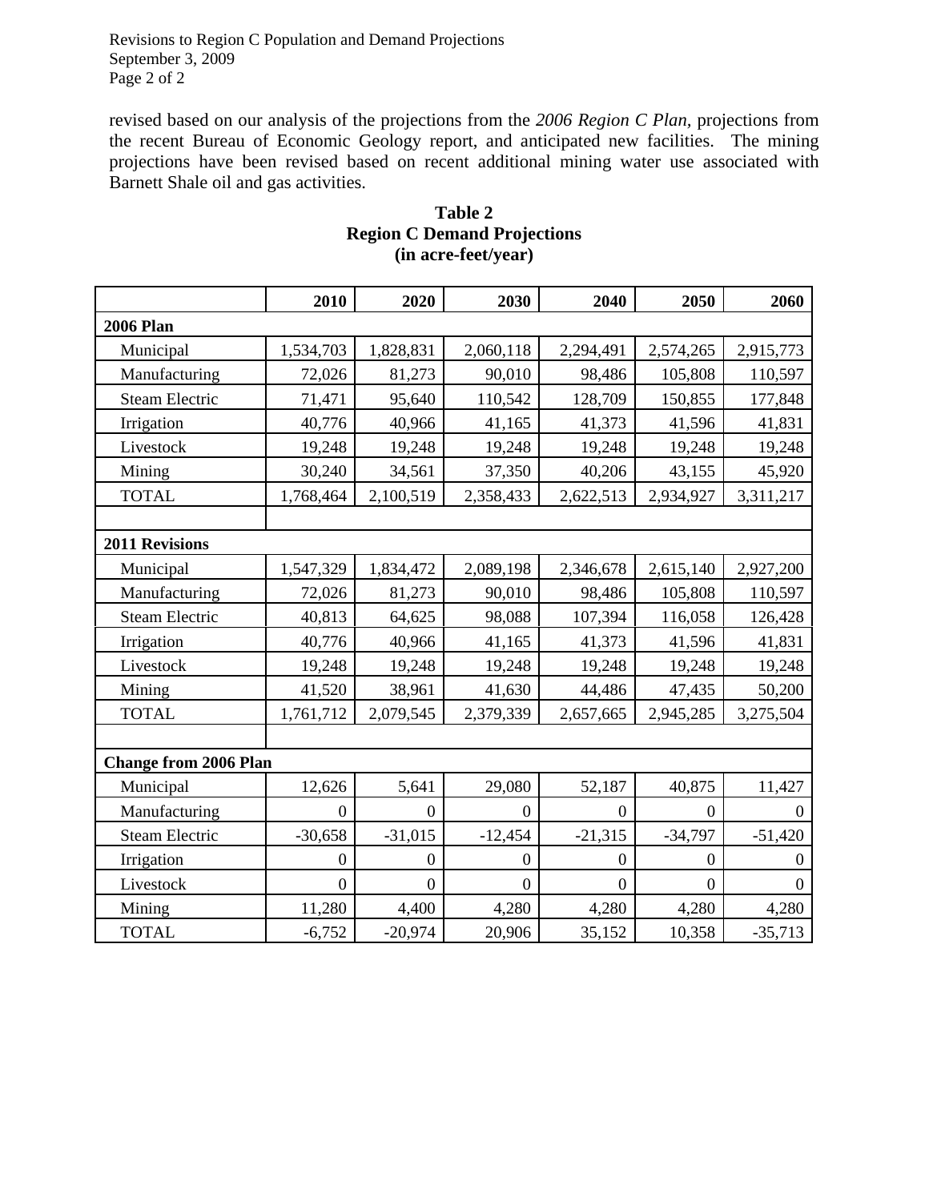revised based on our analysis of the projections from the *2006 Region C Plan*, projections from the recent Bureau of Economic Geology report, and anticipated new facilities. The mining projections have been revised based on recent additional mining water use associated with Barnett Shale oil and gas activities.

**Table 2**
**Region C Demand Projections**
**(in acre-feet/year)**

| | 2010 | 2020 | 2030 | 2040 | 2050 | 2060 |
|---|---|---|---|---|---|---|
| **2006 Plan** | | | | | | |
| Municipal | 1,534,703 | 1,828,831 | 2,060,118 | 2,294,491 | 2,574,265 | 2,915,773 |
| Manufacturing | 72,026 | 81,273 | 90,010 | 98,486 | 105,808 | 110,597 |
| Steam Electric | 71,471 | 95,640 | 110,542 | 128,709 | 150,855 | 177,848 |
| Irrigation | 40,776 | 40,966 | 41,165 | 41,373 | 41,596 | 41,831 |
| Livestock | 19,248 | 19,248 | 19,248 | 19,248 | 19,248 | 19,248 |
| Mining | 30,240 | 34,561 | 37,350 | 40,206 | 43,155 | 45,920 |
| TOTAL | 1,768,464 | 2,100,519 | 2,358,433 | 2,622,513 | 2,934,927 | 3,311,217 |
| | | | | | | |
| **2011 Revisions** | | | | | | |
| Municipal | 1,547,329 | 1,834,472 | 2,089,198 | 2,346,678 | 2,615,140 | 2,927,200 |
| Manufacturing | 72,026 | 81,273 | 90,010 | 98,486 | 105,808 | 110,597 |
| Steam Electric | 40,813 | 64,625 | 98,088 | 107,394 | 116,058 | 126,428 |
| Irrigation | 40,776 | 40,966 | 41,165 | 41,373 | 41,596 | 41,831 |
| Livestock | 19,248 | 19,248 | 19,248 | 19,248 | 19,248 | 19,248 |
| Mining | 41,520 | 38,961 | 41,630 | 44,486 | 47,435 | 50,200 |
| TOTAL | 1,761,712 | 2,079,545 | 2,379,339 | 2,657,665 | 2,945,285 | 3,275,504 |
| | | | | | | |
| **Change from 2006 Plan** | | | | | | |
| Municipal | 12,626 | 5,641 | 29,080 | 52,187 | 40,875 | 11,427 |
| Manufacturing | 0 | 0 | 0 | 0 | 0 | 0 |
| Steam Electric | -30,658 | -31,015 | -12,454 | -21,315 | -34,797 | -51,420 |
| Irrigation | 0 | 0 | 0 | 0 | 0 | 0 |
| Livestock | 0 | 0 | 0 | 0 | 0 | 0 |
| Mining | 11,280 | 4,400 | 4,280 | 4,280 | 4,280 | 4,280 |
| TOTAL | -6,752 | -20,974 | 20,906 | 35,152 | 10,358 | -35,713 |